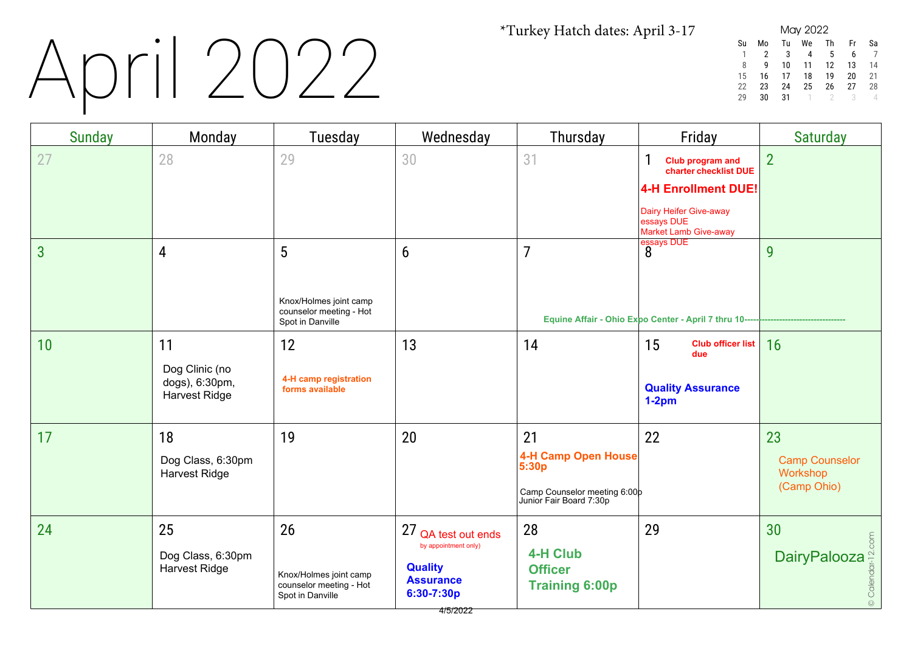# April 2022

*Turkey Hatch dates: April 3-17

| May 2022 | | | | | | |
|---|---|---|---|---|---|---|
| Su | Mo | Tu | We | Th | Fr | Sa |
| 1 | 2 | 3 | 4 | 5 | 6 | 7 |
| 8 | 9 | 10 | 11 | 12 | 13 | 14 |
| 15 | 16 | 17 | 18 | 19 | 20 | 21 |
| 22 | 23 | 24 | 25 | 26 | 27 | 28 |
| 29 | 30 | 31 | 1 | 2 | 3 | 4 |

| Sunday | Monday | Tuesday | Wednesday | Thursday | Friday | Saturday |
|---|---|---|---|---|---|---|
| 27 | 28 | 29 | 30 | 31 | 1 **Club program and charter checklist DUE** **4-H Enrollment DUE!** Dairy Heifer Give-away essays DUE Market Lamb Give-away essays DUE | 2 |
| 3 | 4 | 5 Knox/Holmes joint camp counselor meeting - Hot Spot in Danville | 6 | 7 **Equine Affair - Ohio Expo Center - April 7 thru 10** | 8 | 9 |
| 10 | 11 Dog Clinic (no dogs), 6:30pm, Harvest Ridge | 12 **4-H camp registration forms available** | 13 | 14 | 15 **Club officer list due** **Quality Assurance 1-2pm** | 16 |
| 17 | 18 Dog Class, 6:30pm Harvest Ridge | 19 | 20 | 21 **4-H Camp Open House 5:30p** Camp Counselor meeting 6:00p Junior Fair Board 7:30p | 22 | 23 Camp Counselor Workshop (Camp Ohio) |
| 24 | 25 Dog Class, 6:30pm Harvest Ridge | 26 Knox/Holmes joint camp counselor meeting - Hot Spot in Danville | 27 QA test out ends (by appointment only) **Quality Assurance 6:30-7:30p** | 28 **4-H Club Officer Training 6:00p** | 29 | 30 DairyPalooza |

4/5/2022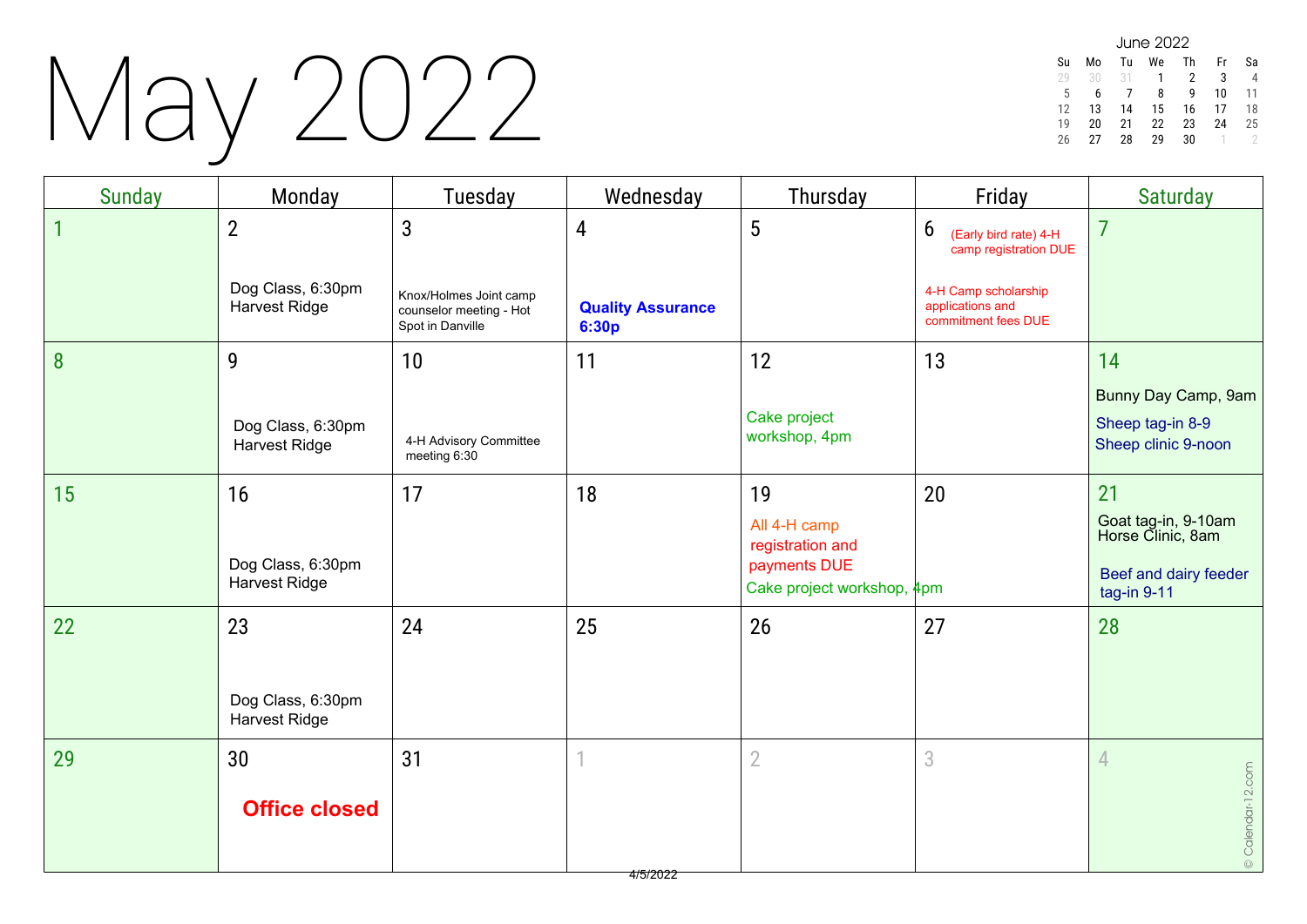# May 2022

**June 2022**

| Su | Mo | Tu | We | Th | Fr | Sa |
|---|---|---|---|---|---|---|
| 29 | 30 | 31 | 1 | 2 | 3 | 4 |
| 5 | 6 | 7 | 8 | 9 | 10 | 11 |
| 12 | 13 | 14 | 15 | 16 | 17 | 18 |
| 19 | 20 | 21 | 22 | 23 | 24 | 25 |
| 26 | 27 | 28 | 29 | 30 | 1 | 2 |

| Sunday | Monday | Tuesday | Wednesday | Thursday | Friday | Saturday |
|---|---|---|---|---|---|---|
| 1 | 2<br>Dog Class, 6:30pm Harvest Ridge | 3<br>Knox/Holmes Joint camp counselor meeting - Hot Spot in Danville | 4<br>**Quality Assurance 6:30p** | 5 | 6<br>(Early bird rate) 4-H camp registration DUE<br>4-H Camp scholarship applications and commitment fees DUE | 7 |
| 8 | 9<br>Dog Class, 6:30pm Harvest Ridge | 10<br>4-H Advisory Committee meeting 6:30 | 11 | 12<br>Cake project workshop, 4pm | 13 | 14<br>Bunny Day Camp, 9am<br>Sheep tag-in 8-9<br>Sheep clinic 9-noon |
| 15 | 16<br>Dog Class, 6:30pm Harvest Ridge | 17 | 18 | 19<br>All 4-H camp registration and payments DUE<br>Cake project workshop, 4pm | 20 | 21<br>Goat tag-in, 9-10am<br>Horse Clinic, 8am<br>Beef and dairy feeder tag-in 9-11 |
| 22 | 23<br>Dog Class, 6:30pm Harvest Ridge | 24 | 25 | 26 | 27 | 28 |
| 29 | 30<br>**Office closed** | 31 | 1 | 2 | 3 | 4 |

4/5/2022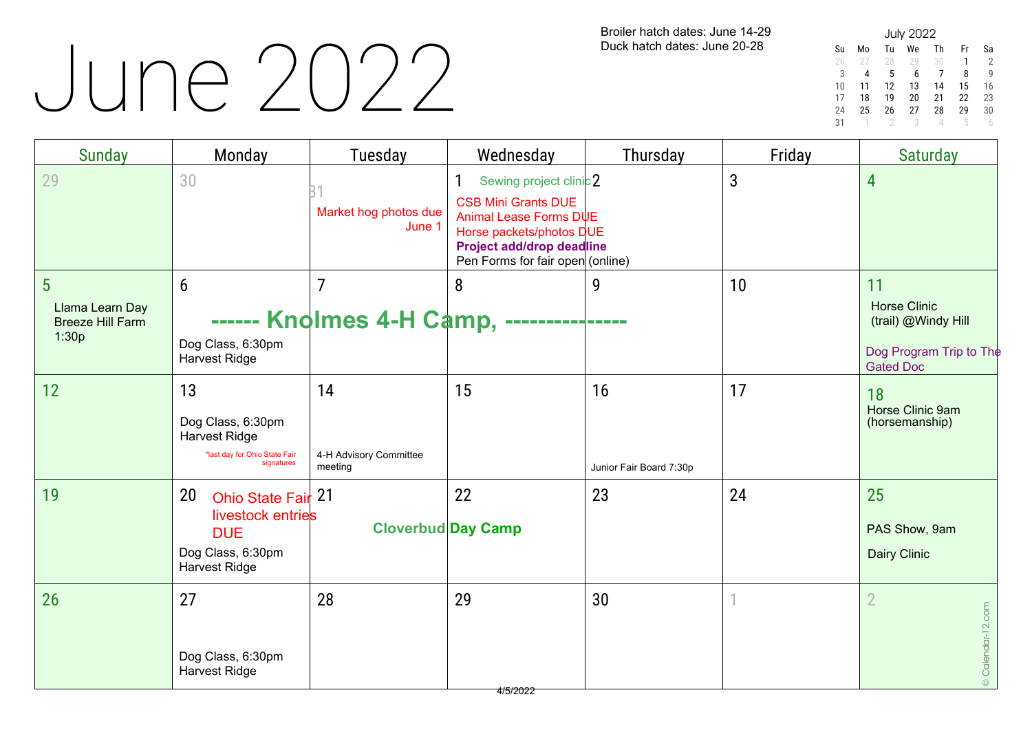# June 2022

Broiler hatch dates: June 14-29
Duck hatch dates: June 20-28

**July 2022**

| Su | Mo | Tu | We | Th | Fr | Sa |
|---|---|---|---|---|---|---|
| 26 | 27 | 28 | 29 | 30 | 1 | 2 |
| 3 | 4 | 5 | 6 | 7 | 8 | 9 |
| 10 | 11 | 12 | 13 | 14 | 15 | 16 |
| 17 | 18 | 19 | 20 | 21 | 22 | 23 |
| 24 | 25 | 26 | 27 | 28 | 29 | 30 |
| 31 | 1 | 2 | 3 | 4 | 5 | 6 |

| Sunday | Monday | Tuesday | Wednesday | Thursday | Friday | Saturday |
|---|---|---|---|---|---|---|
| 29 | 30 | 31<br>Market hog photos due June 1 | 1 Sewing project clinic<br>CSB Mini Grants DUE<br>Animal Lease Forms DUE<br>Horse packets/photos DUE<br>**Project add/drop deadline**<br>Pen Forms for fair open (online) | 2 | 3 | 4 |
| 5<br>Llama Learn Day<br>Breeze Hill Farm<br>1:30p | 6<br>**------ Knolmes 4-H Camp, ---------------**<br>Dog Class, 6:30pm<br>Harvest Ridge | 7 | 8 | 9 | 10 | 11<br>Horse Clinic<br>(trail) @Windy Hill<br>Dog Program Trip to The Gated Doc |
| 12 | 13<br>Dog Class, 6:30pm<br>Harvest Ridge<br>*last day for Ohio State Fair signatures | 14<br>4-H Advisory Committee meeting | 15 | 16<br>Junior Fair Board 7:30p | 17 | 18<br>Horse Clinic 9am<br>(horsemanship) |
| 19 | 20<br>Ohio State Fair livestock entries DUE<br>Dog Class, 6:30pm<br>Harvest Ridge | 21<br>**Cloverbud Day Camp** | 22 | 23 | 24 | 25<br>PAS Show, 9am<br>Dairy Clinic |
| 26 | 27<br>Dog Class, 6:30pm<br>Harvest Ridge | 28 | 29 | 30 | 1 | 2 |

4/5/2022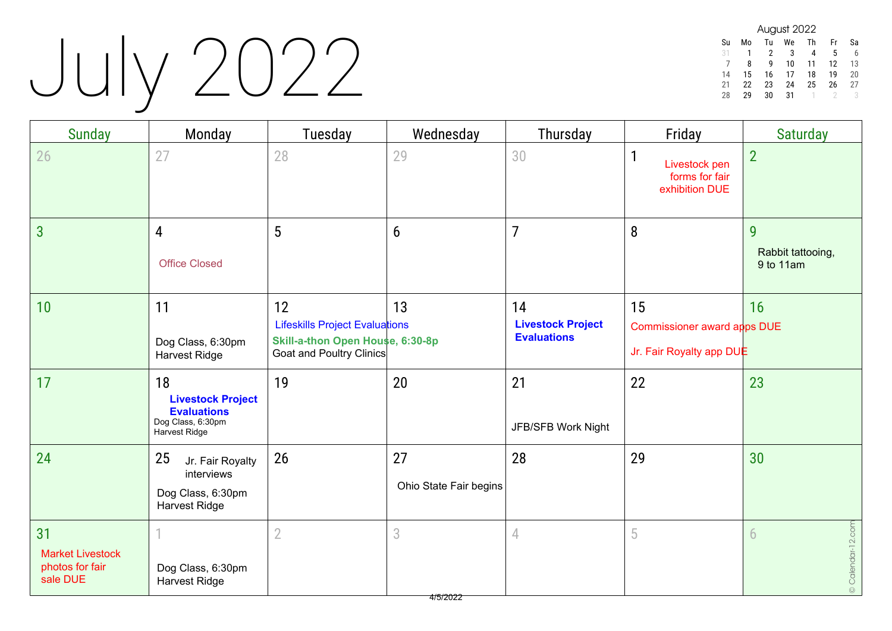# July 2022

**August 2022**

| Su | Mo | Tu | We | Th | Fr | Sa |
|---|---|---|---|---|---|---|
| 31 | 1 | 2 | 3 | 4 | 5 | 6 |
| 7 | 8 | 9 | 10 | 11 | 12 | 13 |
| 14 | 15 | 16 | 17 | 18 | 19 | 20 |
| 21 | 22 | 23 | 24 | 25 | 26 | 27 |
| 28 | 29 | 30 | 31 | 1 | 2 | 3 |

| Sunday | Monday | Tuesday | Wednesday | Thursday | Friday | Saturday |
|---|---|---|---|---|---|---|
| 26 | 27 | 28 | 29 | 30 | 1 Livestock pen forms for fair exhibition DUE | 2 |
| 3 | 4 Office Closed | 5 | 6 | 7 | 8 | 9 Rabbit tattooing, 9 to 11am |
| 10 | 11 Dog Class, 6:30pm Harvest Ridge | 12 Lifeskills Project Evaluations; **Skill-a-thon Open House, 6:30-8p**; Goat and Poultry Clinics | 13 | 14 **Livestock Project Evaluations** | 15 Commissioner award apps DUE; Jr. Fair Royalty app DUE | 16 |
| 17 | 18 **Livestock Project Evaluations**; Dog Class, 6:30pm Harvest Ridge | 19 | 20 | 21 JFB/SFB Work Night | 22 | 23 |
| 24 | 25 Jr. Fair Royalty interviews; Dog Class, 6:30pm Harvest Ridge | 26 | 27 Ohio State Fair begins | 28 | 29 | 30 |
| 31 Market Livestock photos for fair sale DUE | 1 Dog Class, 6:30pm Harvest Ridge | 2 | 3 | 4 | 5 | 6 |

4/5/2022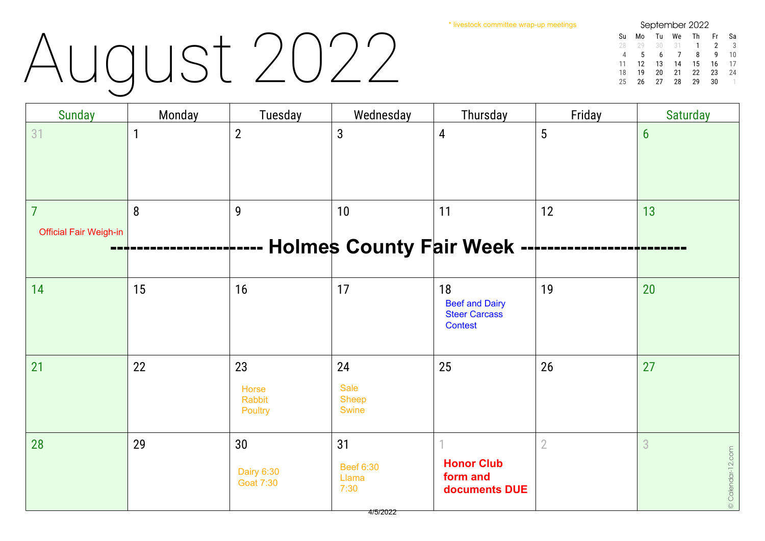# August 2022

\* livestock committee wrap-up meetings

**September 2022**

| Su | Mo | Tu | We | Th | Fr | Sa |
|---|---|---|---|---|---|---|
| 28 | 29 | 30 | 31 | 1 | 2 | 3 |
| 4 | 5 | 6 | 7 | 8 | 9 | 10 |
| 11 | 12 | 13 | 14 | 15 | 16 | 17 |
| 18 | 19 | 20 | 21 | 22 | 23 | 24 |
| 25 | 26 | 27 | 28 | 29 | 30 | 1 |

| Sunday | Monday | Tuesday | Wednesday | Thursday | Friday | Saturday |
|---|---|---|---|---|---|---|
| 31 | 1 | 2 | 3 | 4 | 5 | 6 |
| 7<br>Official Fair Weigh-in | 8 | 9 | 10 | 11 | 12 | 13 |
| 14 | 15 | 16 | 17 | 18<br>Beef and Dairy Steer Carcass Contest | 19 | 20 |
| 21 | 22 | 23<br>Horse<br>Rabbit<br>Poultry | 24<br>Sale<br>Sheep<br>Swine | 25 | 26 | 27 |
| 28 | 29 | 30<br>Dairy 6:30<br>Goat 7:30 | 31<br>Beef 6:30<br>Llama 7:30 | 1<br>**Honor Club form and documents DUE** | 2 | 3 |

**----------------------- Holmes County Fair Week -----------------------** (August 7–13)

4/5/2022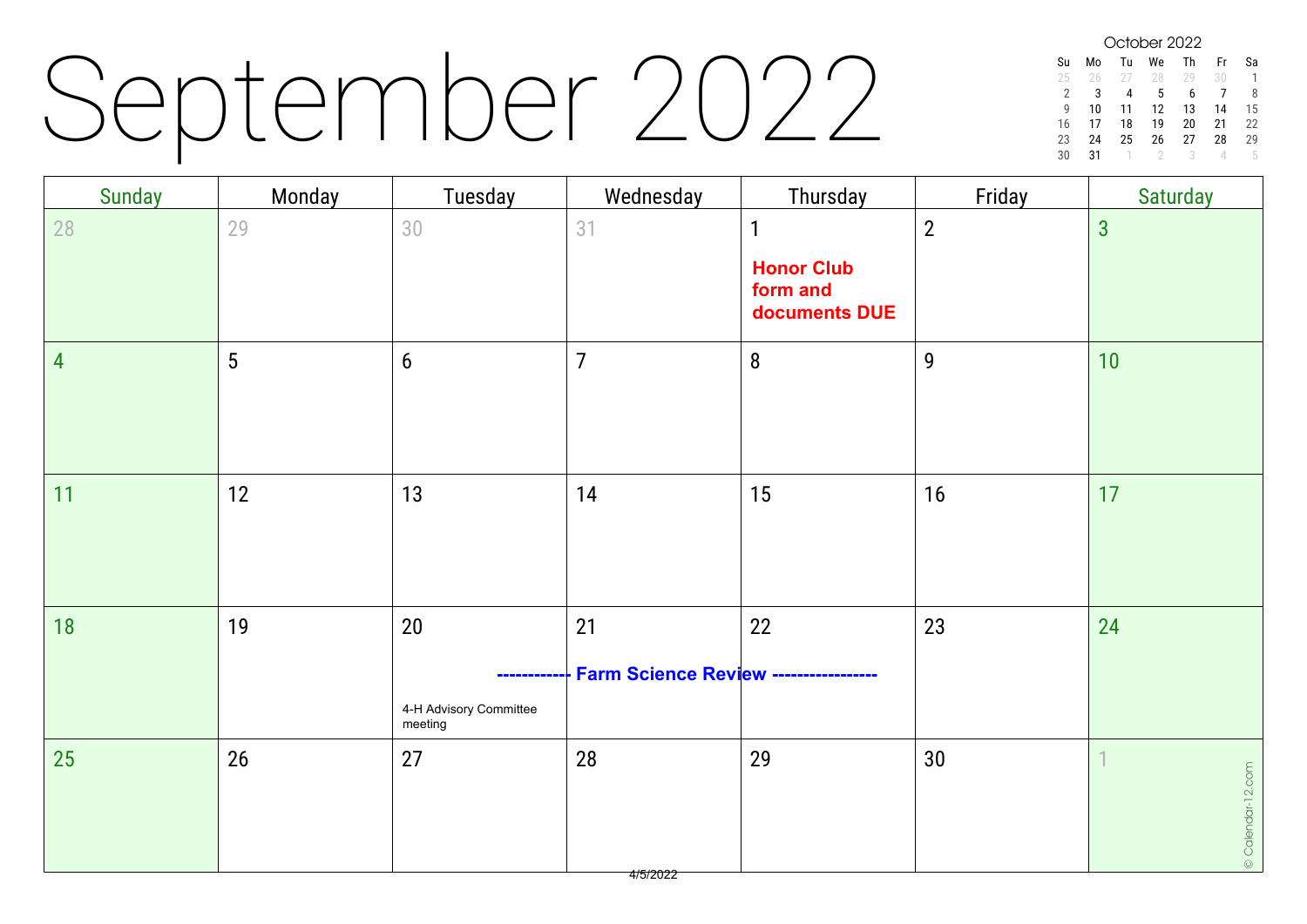# September 2022

**October 2022**

| Su | Mo | Tu | We | Th | Fr | Sa |
|---|---|---|---|---|---|---|
| 25 | 26 | 27 | 28 | 29 | 30 | 1 |
| 2 | 3 | 4 | 5 | 6 | 7 | 8 |
| 9 | 10 | 11 | 12 | 13 | 14 | 15 |
| 16 | 17 | 18 | 19 | 20 | 21 | 22 |
| 23 | 24 | 25 | 26 | 27 | 28 | 29 |
| 30 | 31 | 1 | 2 | 3 | 4 | 5 |

| Sunday | Monday | Tuesday | Wednesday | Thursday | Friday | Saturday |
|---|---|---|---|---|---|---|
| 28 | 29 | 30 | 31 | 1 **Honor Club form and documents DUE** | 2 | 3 |
| 4 | 5 | 6 | 7 | 8 | 9 | 10 |
| 11 | 12 | 13 | 14 | 15 | 16 | 17 |
| 18 | 19 | 20 **------------ Farm Science Review** 4-H Advisory Committee meeting | 21 **Farm Science Review** | 22 **Farm Science Review -----------------** | 23 | 24 |
| 25 | 26 | 27 | 28 | 29 | 30 | 1 |

4/5/2022

© Calendar-12.com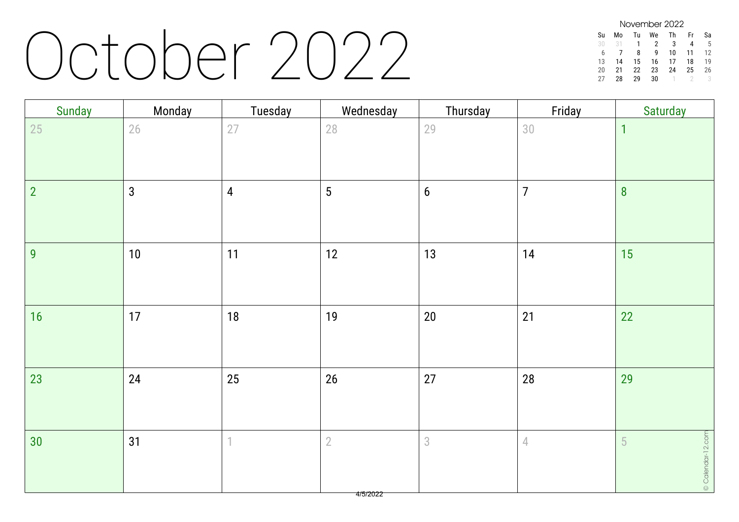# October 2022

November 2022

| Su | Mo | Tu | We | Th | Fr | Sa |
|---|---|---|---|---|---|---|
| 30 | 31 | 1 | 2 | 3 | 4 | 5 |
| 6 | 7 | 8 | 9 | 10 | 11 | 12 |
| 13 | 14 | 15 | 16 | 17 | 18 | 19 |
| 20 | 21 | 22 | 23 | 24 | 25 | 26 |
| 27 | 28 | 29 | 30 | 1 | 2 | 3 |

| Sunday | Monday | Tuesday | Wednesday | Thursday | Friday | Saturday |
|---|---|---|---|---|---|---|
| 25 | 26 | 27 | 28 | 29 | 30 | 1 |
| 2 | 3 | 4 | 5 | 6 | 7 | 8 |
| 9 | 10 | 11 | 12 | 13 | 14 | 15 |
| 16 | 17 | 18 | 19 | 20 | 21 | 22 |
| 23 | 24 | 25 | 26 | 27 | 28 | 29 |
| 30 | 31 | 1 | 2 | 3 | 4 | 5 |

© Calendar-12.com

4/5/2022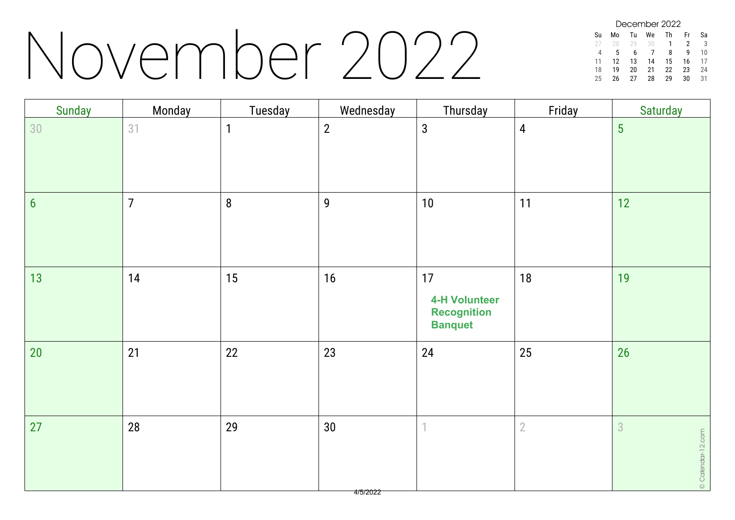# November 2022

December 2022

| Su | Mo | Tu | We | Th | Fr | Sa |
|---|---|---|---|---|---|---|
| 27 | 28 | 29 | 30 | 1 | 2 | 3 |
| 4 | 5 | 6 | 7 | 8 | 9 | 10 |
| 11 | 12 | 13 | 14 | 15 | 16 | 17 |
| 18 | 19 | 20 | 21 | 22 | 23 | 24 |
| 25 | 26 | 27 | 28 | 29 | 30 | 31 |

| Sunday | Monday | Tuesday | Wednesday | Thursday | Friday | Saturday |
|---|---|---|---|---|---|---|
| 30 | 31 | 1 | 2 | 3 | 4 | 5 |
| 6 | 7 | 8 | 9 | 10 | 11 | 12 |
| 13 | 14 | 15 | 16 | 17 **4-H Volunteer Recognition Banquet** | 18 | 19 |
| 20 | 21 | 22 | 23 | 24 | 25 | 26 |
| 27 | 28 | 29 | 30 | 1 | 2 | 3 |

© Calendar-12.com

4/5/2022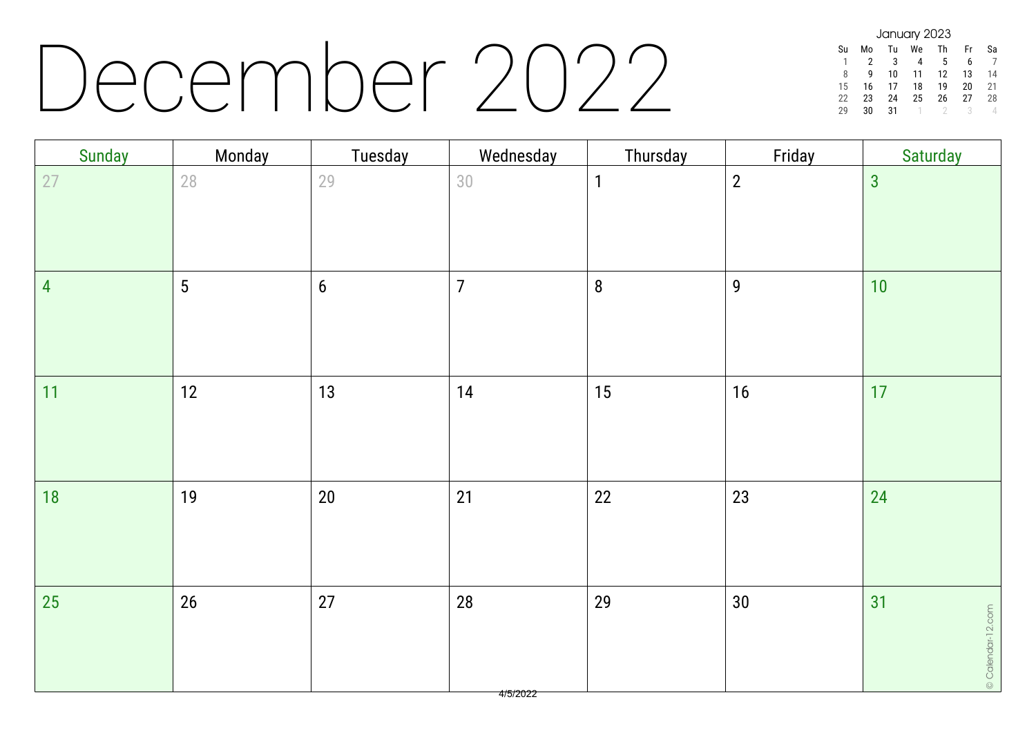# December 2022

January 2023

| Su | Mo | Tu | We | Th | Fr | Sa |
|---|---|---|---|---|---|---|
| 1 | 2 | 3 | 4 | 5 | 6 | 7 |
| 8 | 9 | 10 | 11 | 12 | 13 | 14 |
| 15 | 16 | 17 | 18 | 19 | 20 | 21 |
| 22 | 23 | 24 | 25 | 26 | 27 | 28 |
| 29 | 30 | 31 | 1 | 2 | 3 | 4 |

| Sunday | Monday | Tuesday | Wednesday | Thursday | Friday | Saturday |
|---|---|---|---|---|---|---|
| 27 | 28 | 29 | 30 | 1 | 2 | 3 |
| 4 | 5 | 6 | 7 | 8 | 9 | 10 |
| 11 | 12 | 13 | 14 | 15 | 16 | 17 |
| 18 | 19 | 20 | 21 | 22 | 23 | 24 |
| 25 | 26 | 27 | 28 | 29 | 30 | 31 |

© Calendar-12.com

4/5/2022